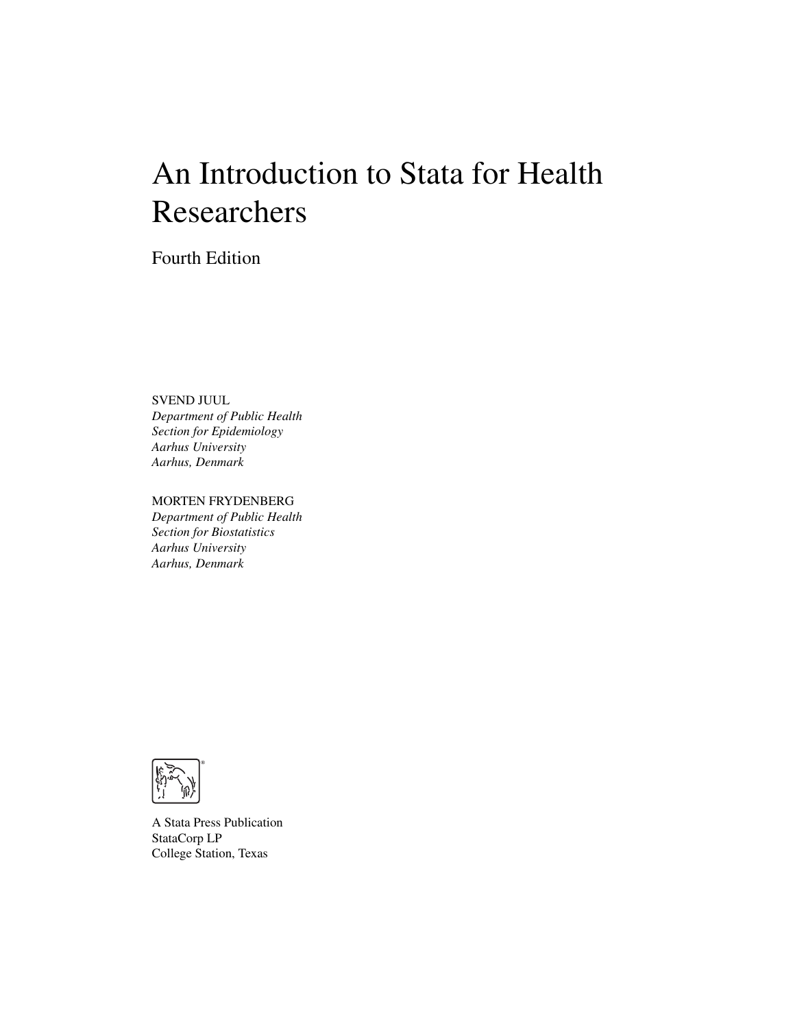# An Introduction to Stata for Health Researchers

## Fourth Edition

SVEND JUUL
*Department of Public Health*
*Section for Epidemiology*
*Aarhus University*
*Aarhus, Denmark*

MORTEN FRYDENBERG
*Department of Public Health*
*Section for Biostatistics*
*Aarhus University*
*Aarhus, Denmark*

A Stata Press Publication
StataCorp LP
College Station, Texas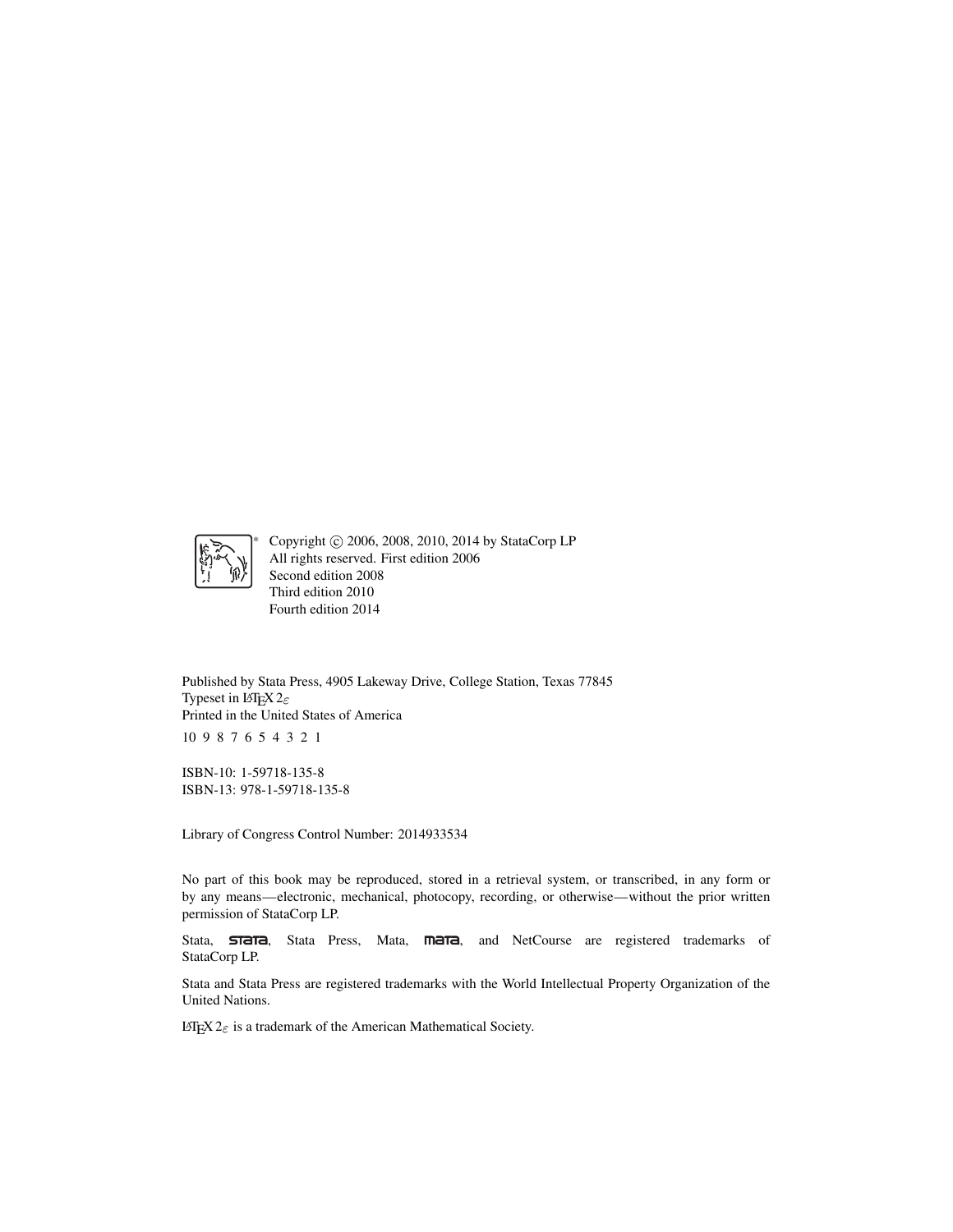Copyright © 2006, 2008, 2010, 2014 by StataCorp LP
All rights reserved. First edition 2006
Second edition 2008
Third edition 2010
Fourth edition 2014

Published by Stata Press, 4905 Lakeway Drive, College Station, Texas 77845
Typeset in LaTeX $2_\varepsilon$
Printed in the United States of America
10 9 8 7 6 5 4 3 2 1

ISBN-10: 1-59718-135-8
ISBN-13: 978-1-59718-135-8

Library of Congress Control Number: 2014933534

No part of this book may be reproduced, stored in a retrieval system, or transcribed, in any form or by any means—electronic, mechanical, photocopy, recording, or otherwise—without the prior written permission of StataCorp LP.

Stata, STATA, Stata Press, Mata, MATA, and NetCourse are registered trademarks of StataCorp LP.

Stata and Stata Press are registered trademarks with the World Intellectual Property Organization of the United Nations.

LaTeX $2_\varepsilon$ is a trademark of the American Mathematical Society.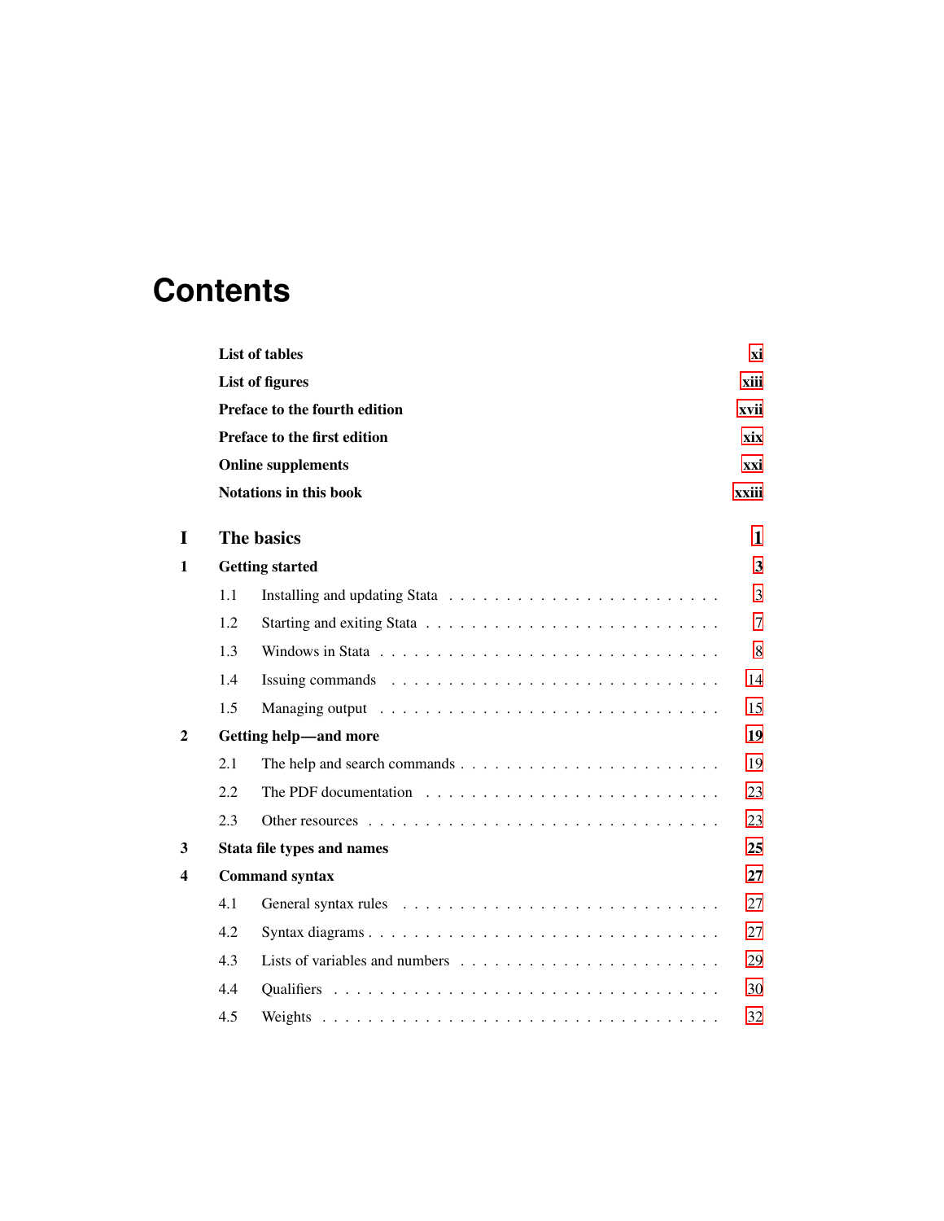# Contents

| | | |
|---|---|---|
| | **List of tables** | **xi** |
| | **List of figures** | **xiii** |
| | **Preface to the fourth edition** | **xvii** |
| | **Preface to the first edition** | **xix** |
| | **Online supplements** | **xxi** |
| | **Notations in this book** | **xxiii** |
| **I** | **The basics** | **1** |
| **1** | **Getting started** | **3** |
| 1.1 | Installing and updating Stata | 3 |
| 1.2 | Starting and exiting Stata | 7 |
| 1.3 | Windows in Stata | 8 |
| 1.4 | Issuing commands | 14 |
| 1.5 | Managing output | 15 |
| **2** | **Getting help—and more** | **19** |
| 2.1 | The help and search commands | 19 |
| 2.2 | The PDF documentation | 23 |
| 2.3 | Other resources | 23 |
| **3** | **Stata file types and names** | **25** |
| **4** | **Command syntax** | **27** |
| 4.1 | General syntax rules | 27 |
| 4.2 | Syntax diagrams | 27 |
| 4.3 | Lists of variables and numbers | 29 |
| 4.4 | Qualifiers | 30 |
| 4.5 | Weights | 32 |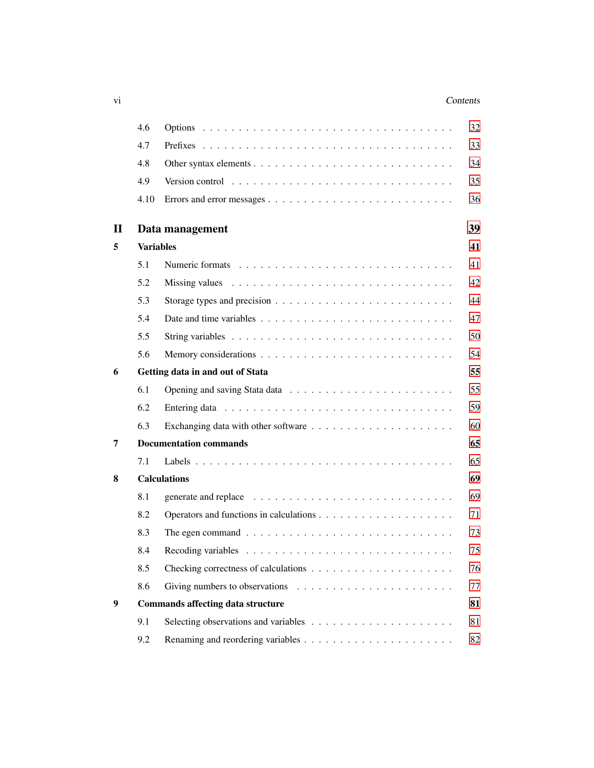| | | |
|---|---|---|
| 4.6 | Options | 32 |
| 4.7 | Prefixes | 33 |
| 4.8 | Other syntax elements | 34 |
| 4.9 | Version control | 35 |
| 4.10 | Errors and error messages | 36 |

**II Data management** **39**

**5 Variables** **41**

| | | |
|---|---|---|
| 5.1 | Numeric formats | 41 |
| 5.2 | Missing values | 42 |
| 5.3 | Storage types and precision | 44 |
| 5.4 | Date and time variables | 47 |
| 5.5 | String variables | 50 |
| 5.6 | Memory considerations | 54 |

**6 Getting data in and out of Stata** **55**

| | | |
|---|---|---|
| 6.1 | Opening and saving Stata data | 55 |
| 6.2 | Entering data | 59 |
| 6.3 | Exchanging data with other software | 60 |

**7 Documentation commands** **65**

| | | |
|---|---|---|
| 7.1 | Labels | 65 |

**8 Calculations** **69**

| | | |
|---|---|---|
| 8.1 | generate and replace | 69 |
| 8.2 | Operators and functions in calculations | 71 |
| 8.3 | The egen command | 73 |
| 8.4 | Recoding variables | 75 |
| 8.5 | Checking correctness of calculations | 76 |
| 8.6 | Giving numbers to observations | 77 |

**9 Commands affecting data structure** **81**

| | | |
|---|---|---|
| 9.1 | Selecting observations and variables | 81 |
| 9.2 | Renaming and reordering variables | 82 |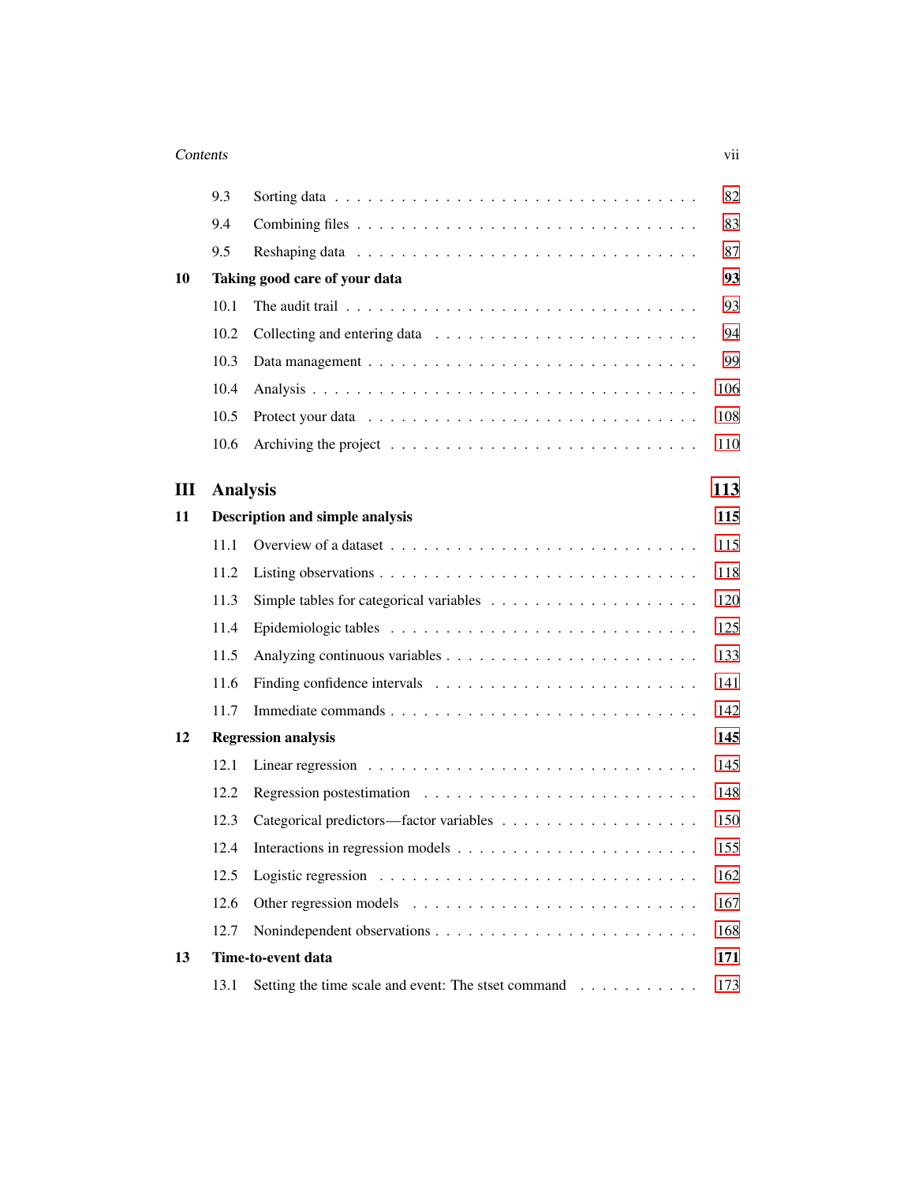9.3 Sorting data . . . . . . . . . . . . . . . . . . . . . . . . . . . . . . 82

9.4 Combining files . . . . . . . . . . . . . . . . . . . . . . . . . . . . . 83

9.5 Reshaping data . . . . . . . . . . . . . . . . . . . . . . . . . . . . . 87

**10 Taking good care of your data** **93**

10.1 The audit trail . . . . . . . . . . . . . . . . . . . . . . . . . . . . . 93

10.2 Collecting and entering data . . . . . . . . . . . . . . . . . . . . . . 94

10.3 Data management . . . . . . . . . . . . . . . . . . . . . . . . . . . . 99

10.4 Analysis . . . . . . . . . . . . . . . . . . . . . . . . . . . . . . . . 106

10.5 Protect your data . . . . . . . . . . . . . . . . . . . . . . . . . . . . 108

10.6 Archiving the project . . . . . . . . . . . . . . . . . . . . . . . . . . 110

## III Analysis 113

**11 Description and simple analysis** **115**

11.1 Overview of a dataset . . . . . . . . . . . . . . . . . . . . . . . . . . 115

11.2 Listing observations . . . . . . . . . . . . . . . . . . . . . . . . . . . 118

11.3 Simple tables for categorical variables . . . . . . . . . . . . . . . . . . 120

11.4 Epidemiologic tables . . . . . . . . . . . . . . . . . . . . . . . . . . 125

11.5 Analyzing continuous variables . . . . . . . . . . . . . . . . . . . . . 133

11.6 Finding confidence intervals . . . . . . . . . . . . . . . . . . . . . . 141

11.7 Immediate commands . . . . . . . . . . . . . . . . . . . . . . . . . . 142

**12 Regression analysis** **145**

12.1 Linear regression . . . . . . . . . . . . . . . . . . . . . . . . . . . . 145

12.2 Regression postestimation . . . . . . . . . . . . . . . . . . . . . . . . 148

12.3 Categorical predictors—factor variables . . . . . . . . . . . . . . . . . 150

12.4 Interactions in regression models . . . . . . . . . . . . . . . . . . . . 155

12.5 Logistic regression . . . . . . . . . . . . . . . . . . . . . . . . . . . 162

12.6 Other regression models . . . . . . . . . . . . . . . . . . . . . . . . 167

12.7 Nonindependent observations . . . . . . . . . . . . . . . . . . . . . . 168

**13 Time-to-event data** **171**

13.1 Setting the time scale and event: The stset command . . . . . . . . . . . 173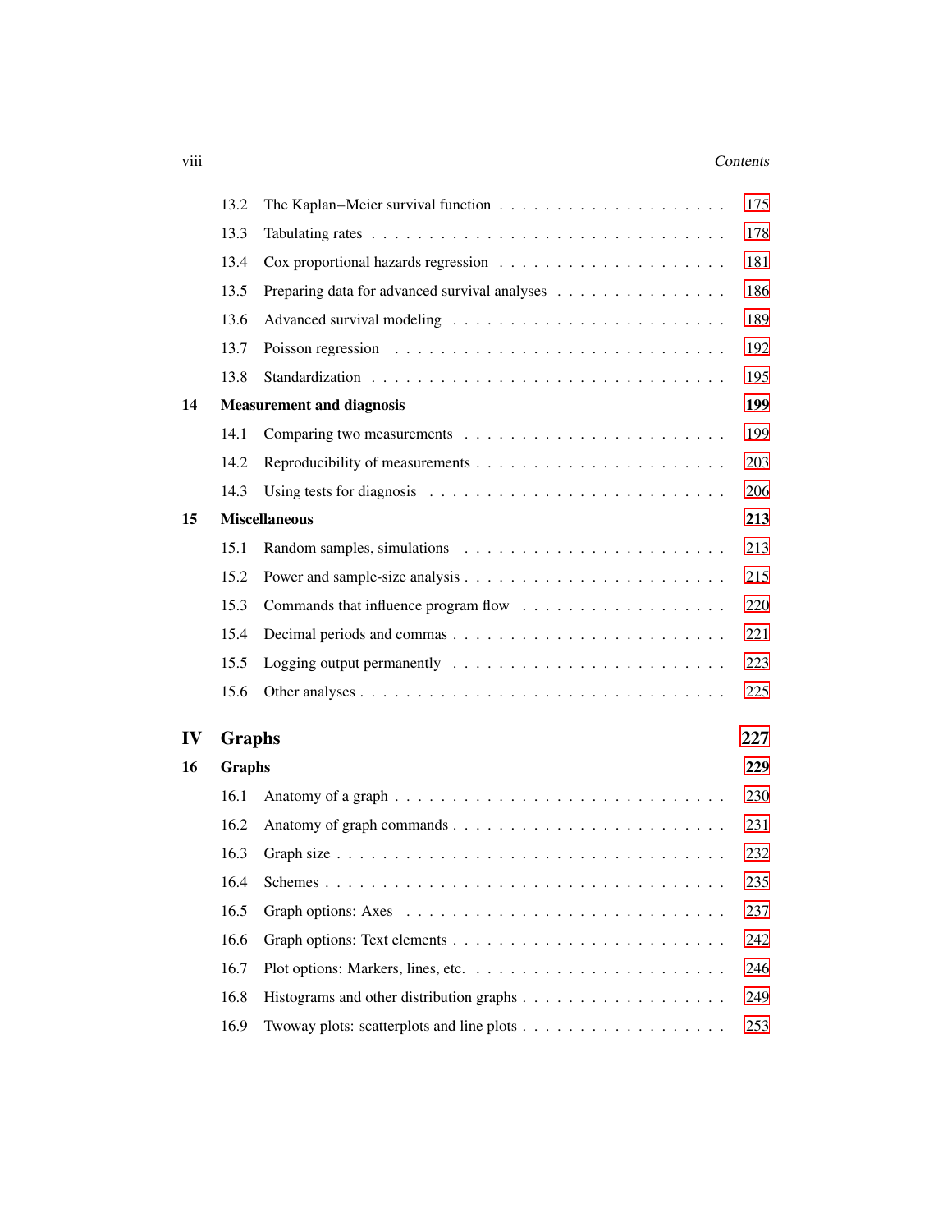| | | |
|---|---|---|
| 13.2 | The Kaplan–Meier survival function | 175 |
| 13.3 | Tabulating rates | 178 |
| 13.4 | Cox proportional hazards regression | 181 |
| 13.5 | Preparing data for advanced survival analyses | 186 |
| 13.6 | Advanced survival modeling | 189 |
| 13.7 | Poisson regression | 192 |
| 13.8 | Standardization | 195 |
| **14** | **Measurement and diagnosis** | **199** |
| 14.1 | Comparing two measurements | 199 |
| 14.2 | Reproducibility of measurements | 203 |
| 14.3 | Using tests for diagnosis | 206 |
| **15** | **Miscellaneous** | **213** |
| 15.1 | Random samples, simulations | 213 |
| 15.2 | Power and sample-size analysis | 215 |
| 15.3 | Commands that influence program flow | 220 |
| 15.4 | Decimal periods and commas | 221 |
| 15.5 | Logging output permanently | 223 |
| 15.6 | Other analyses | 225 |
| **IV** | **Graphs** | **227** |
| **16** | **Graphs** | **229** |
| 16.1 | Anatomy of a graph | 230 |
| 16.2 | Anatomy of graph commands | 231 |
| 16.3 | Graph size | 232 |
| 16.4 | Schemes | 235 |
| 16.5 | Graph options: Axes | 237 |
| 16.6 | Graph options: Text elements | 242 |
| 16.7 | Plot options: Markers, lines, etc. | 246 |
| 16.8 | Histograms and other distribution graphs | 249 |
| 16.9 | Twoway plots: scatterplots and line plots | 253 |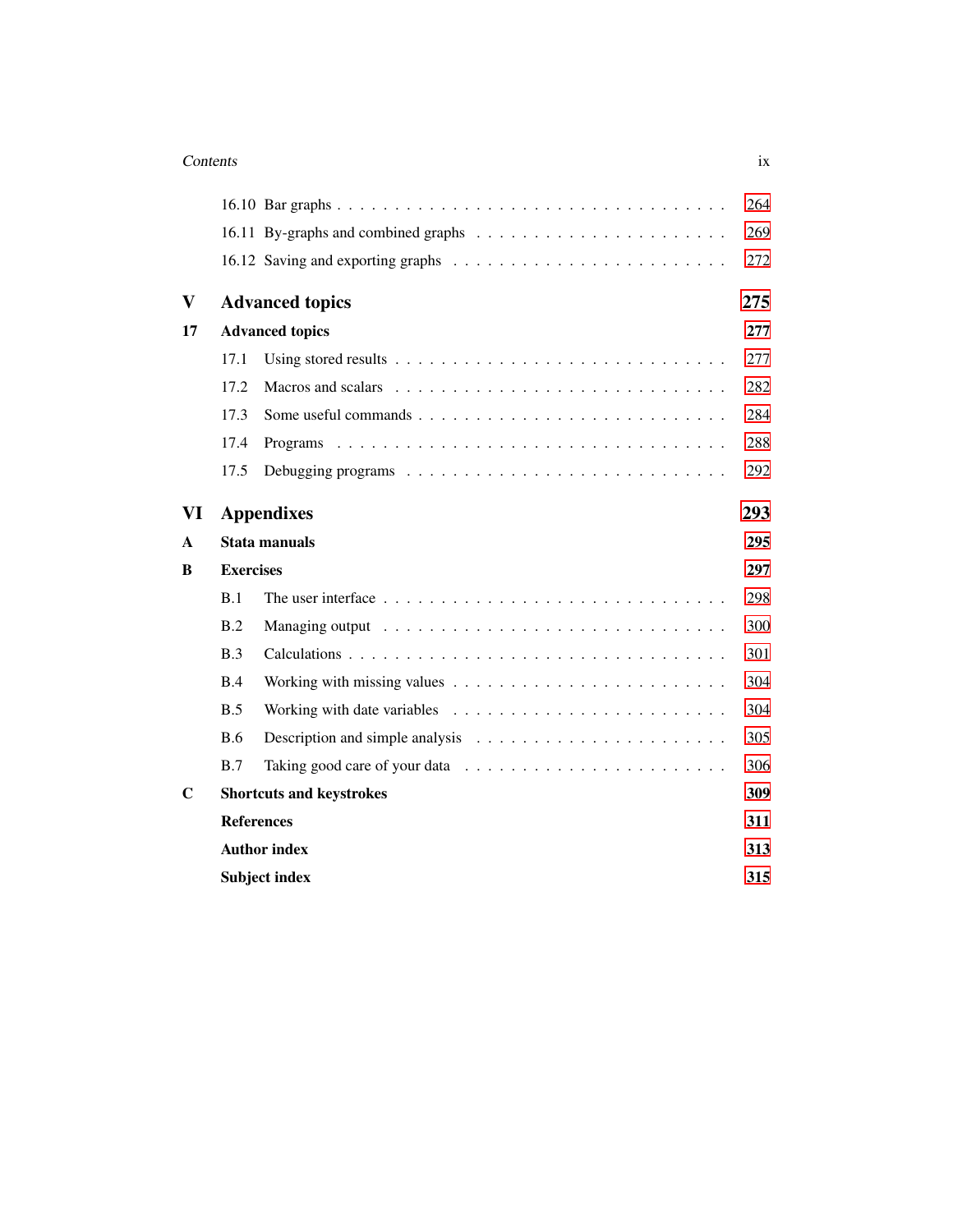16.10 Bar graphs . . . . . . . . . . . . . . . . . . . . . . . . . . . . . . . . 264

16.11 By-graphs and combined graphs . . . . . . . . . . . . . . . . . . . . . 269

16.12 Saving and exporting graphs . . . . . . . . . . . . . . . . . . . . . . 272

**V Advanced topics** **275**

**17 Advanced topics** **277**

17.1 Using stored results . . . . . . . . . . . . . . . . . . . . . . . . . . . 277

17.2 Macros and scalars . . . . . . . . . . . . . . . . . . . . . . . . . . . 282

17.3 Some useful commands . . . . . . . . . . . . . . . . . . . . . . . . . 284

17.4 Programs . . . . . . . . . . . . . . . . . . . . . . . . . . . . . . . . 288

17.5 Debugging programs . . . . . . . . . . . . . . . . . . . . . . . . . . 292

**VI Appendixes** **293**

**A Stata manuals** **295**

**B Exercises** **297**

B.1 The user interface . . . . . . . . . . . . . . . . . . . . . . . . . . . . 298

B.2 Managing output . . . . . . . . . . . . . . . . . . . . . . . . . . . . 300

B.3 Calculations . . . . . . . . . . . . . . . . . . . . . . . . . . . . . . . 301

B.4 Working with missing values . . . . . . . . . . . . . . . . . . . . . . 304

B.5 Working with date variables . . . . . . . . . . . . . . . . . . . . . . 304

B.6 Description and simple analysis . . . . . . . . . . . . . . . . . . . . 305

B.7 Taking good care of your data . . . . . . . . . . . . . . . . . . . . . 306

**C Shortcuts and keystrokes** **309**

**References** **311**

**Author index** **313**

**Subject index** **315**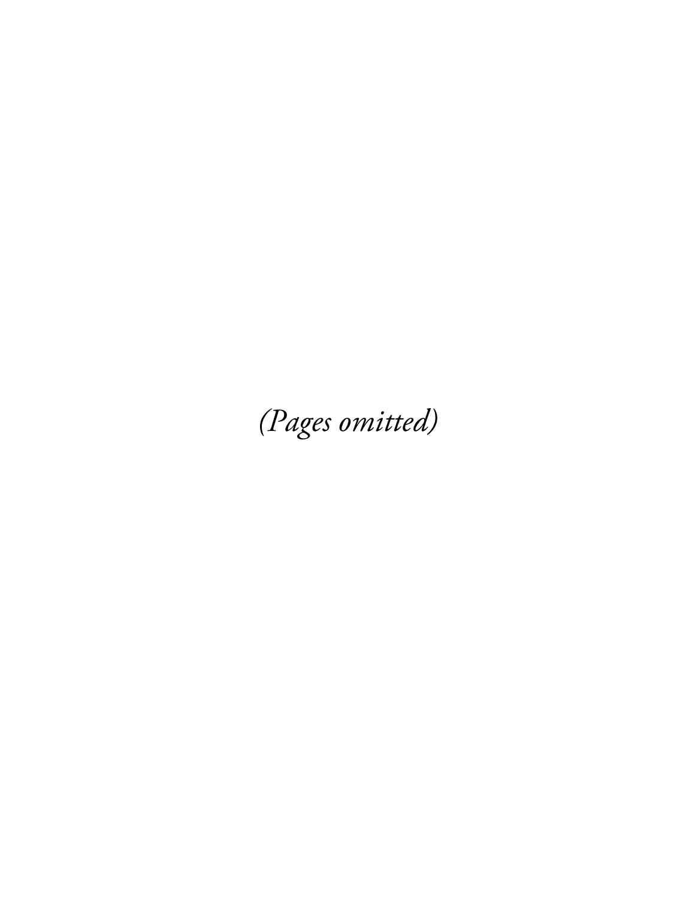*(Pages omitted)*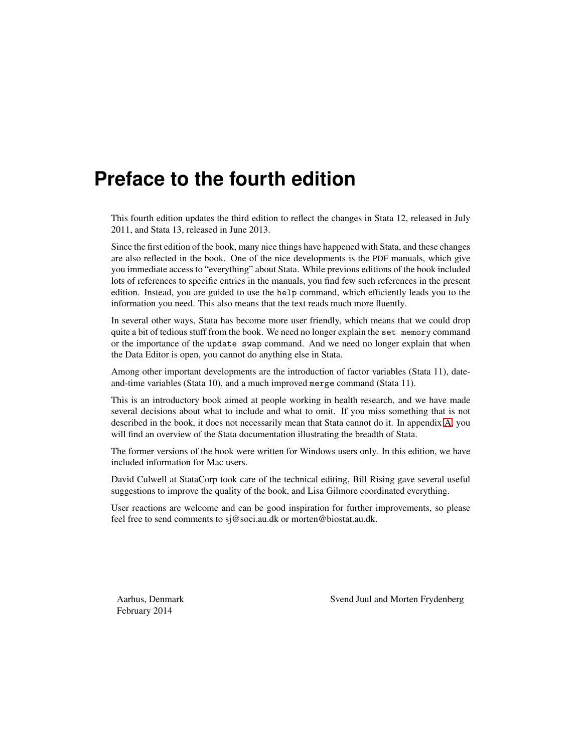# Preface to the fourth edition

This fourth edition updates the third edition to reflect the changes in Stata 12, released in July 2011, and Stata 13, released in June 2013.

Since the first edition of the book, many nice things have happened with Stata, and these changes are also reflected in the book. One of the nice developments is the PDF manuals, which give you immediate access to "everything" about Stata. While previous editions of the book included lots of references to specific entries in the manuals, you find few such references in the present edition. Instead, you are guided to use the `help` command, which efficiently leads you to the information you need. This also means that the text reads much more fluently.

In several other ways, Stata has become more user friendly, which means that we could drop quite a bit of tedious stuff from the book. We need no longer explain the `set memory` command or the importance of the `update swap` command. And we need no longer explain that when the Data Editor is open, you cannot do anything else in Stata.

Among other important developments are the introduction of factor variables (Stata 11), date-and-time variables (Stata 10), and a much improved `merge` command (Stata 11).

This is an introductory book aimed at people working in health research, and we have made several decisions about what to include and what to omit. If you miss something that is not described in the book, it does not necessarily mean that Stata cannot do it. In appendix A, you will find an overview of the Stata documentation illustrating the breadth of Stata.

The former versions of the book were written for Windows users only. In this edition, we have included information for Mac users.

David Culwell at StataCorp took care of the technical editing, Bill Rising gave several useful suggestions to improve the quality of the book, and Lisa Gilmore coordinated everything.

User reactions are welcome and can be good inspiration for further improvements, so please feel free to send comments to sj@soci.au.dk or morten@biostat.au.dk.

Aarhus, Denmark
February 2014

Svend Juul and Morten Frydenberg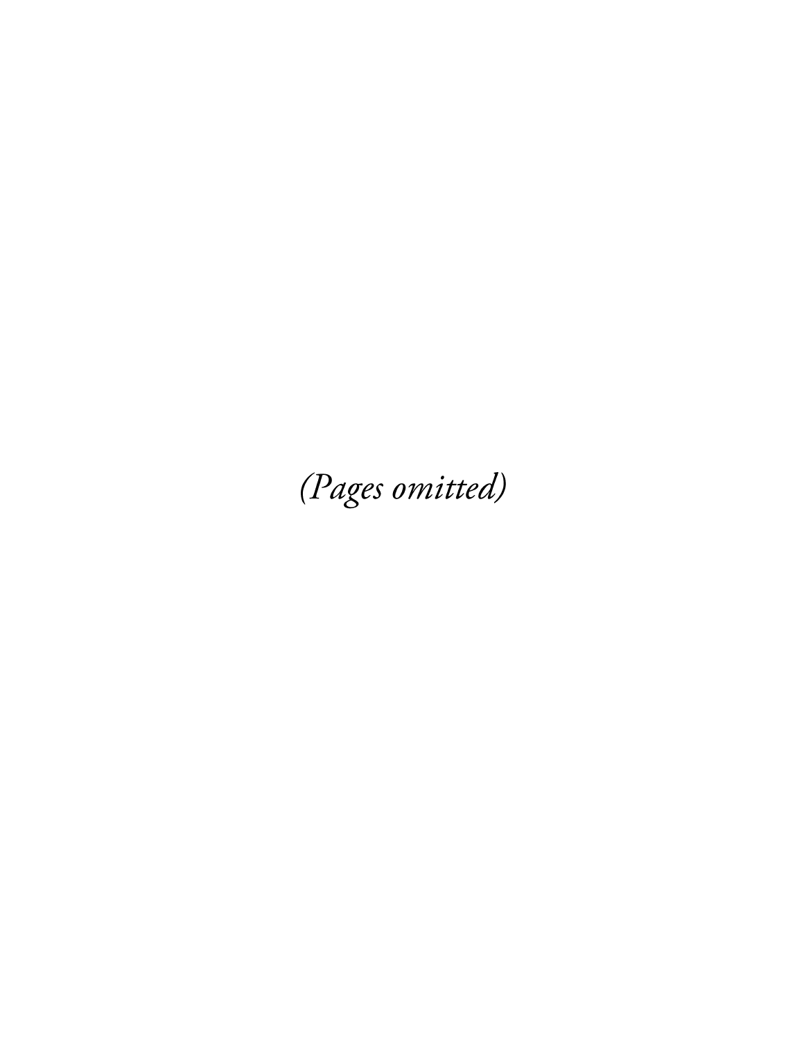*(Pages omitted)*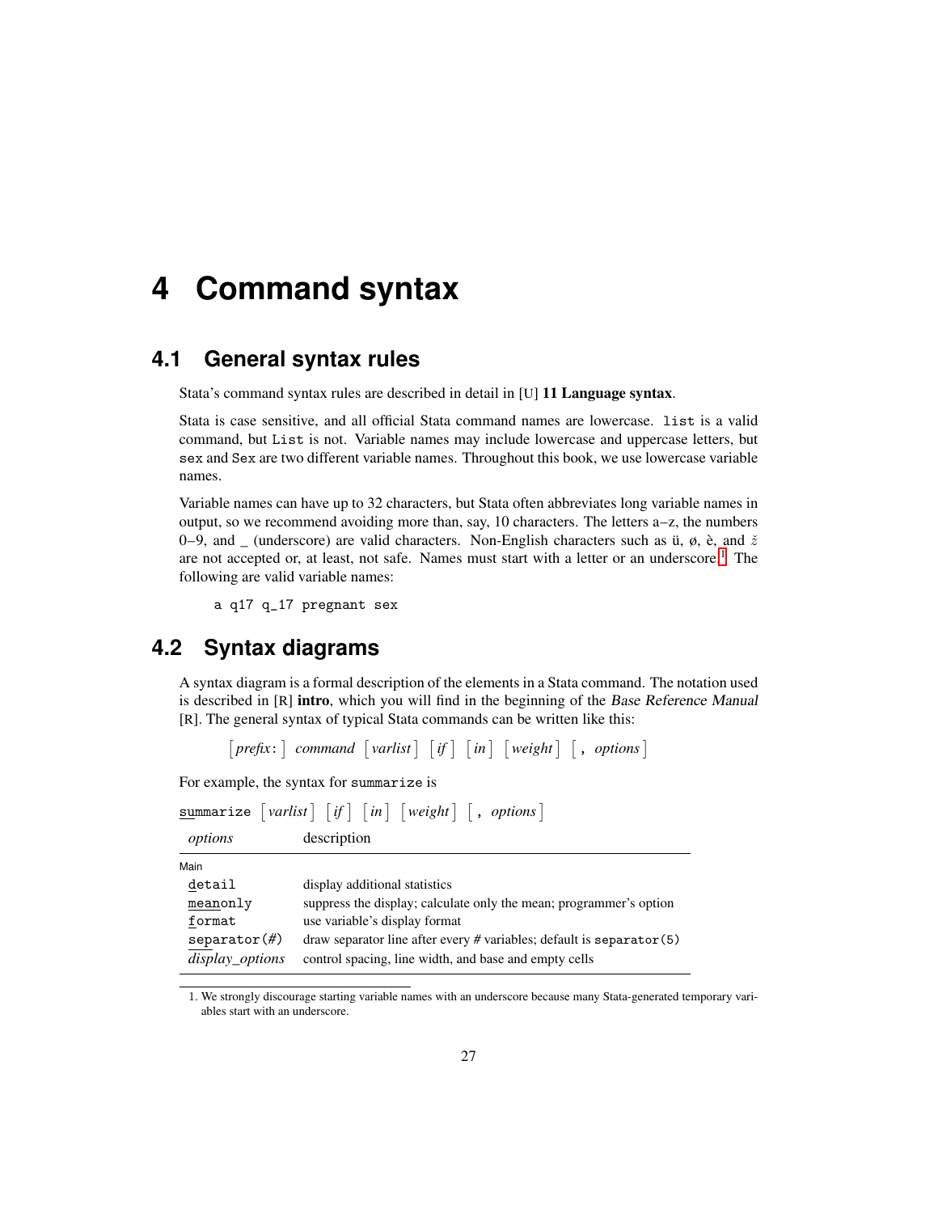# 4 Command syntax

## 4.1 General syntax rules

Stata's command syntax rules are described in detail in [U] **11 Language syntax**.

Stata is case sensitive, and all official Stata command names are lowercase. `list` is a valid command, but `List` is not. Variable names may include lowercase and uppercase letters, but `sex` and `Sex` are two different variable names. Throughout this book, we use lowercase variable names.

Variable names can have up to 32 characters, but Stata often abbreviates long variable names in output, so we recommend avoiding more than, say, 10 characters. The letters a–z, the numbers 0–9, and _ (underscore) are valid characters. Non-English characters such as ü, ø, è, and $\tilde{z}$ are not accepted or, at least, not safe. Names must start with a letter or an underscore.[1] The following are valid variable names:

```
a q17 q_17 pregnant sex
```

## 4.2 Syntax diagrams

A syntax diagram is a formal description of the elements in a Stata command. The notation used is described in [R] **intro**, which you will find in the beginning of the *Base Reference Manual* [R]. The general syntax of typical Stata commands can be written like this:

[*prefix*:] *command* [*varlist*] [*if*] [*in*] [*weight*] [, *options*]

For example, the syntax for `summarize` is

`summarize` [*varlist*] [*if*] [*in*] [*weight*] [, *options*]

| *options* | description |
|---|---|
| Main | |
| `detail` | display additional statistics |
| `meanonly` | suppress the display; calculate only the mean; programmer's option |
| `format` | use variable's display format |
| `separator(#)` | draw separator line after every # variables; default is `separator(5)` |
| *display_options* | control spacing, line width, and base and empty cells |

1. We strongly discourage starting variable names with an underscore because many Stata-generated temporary variables start with an underscore.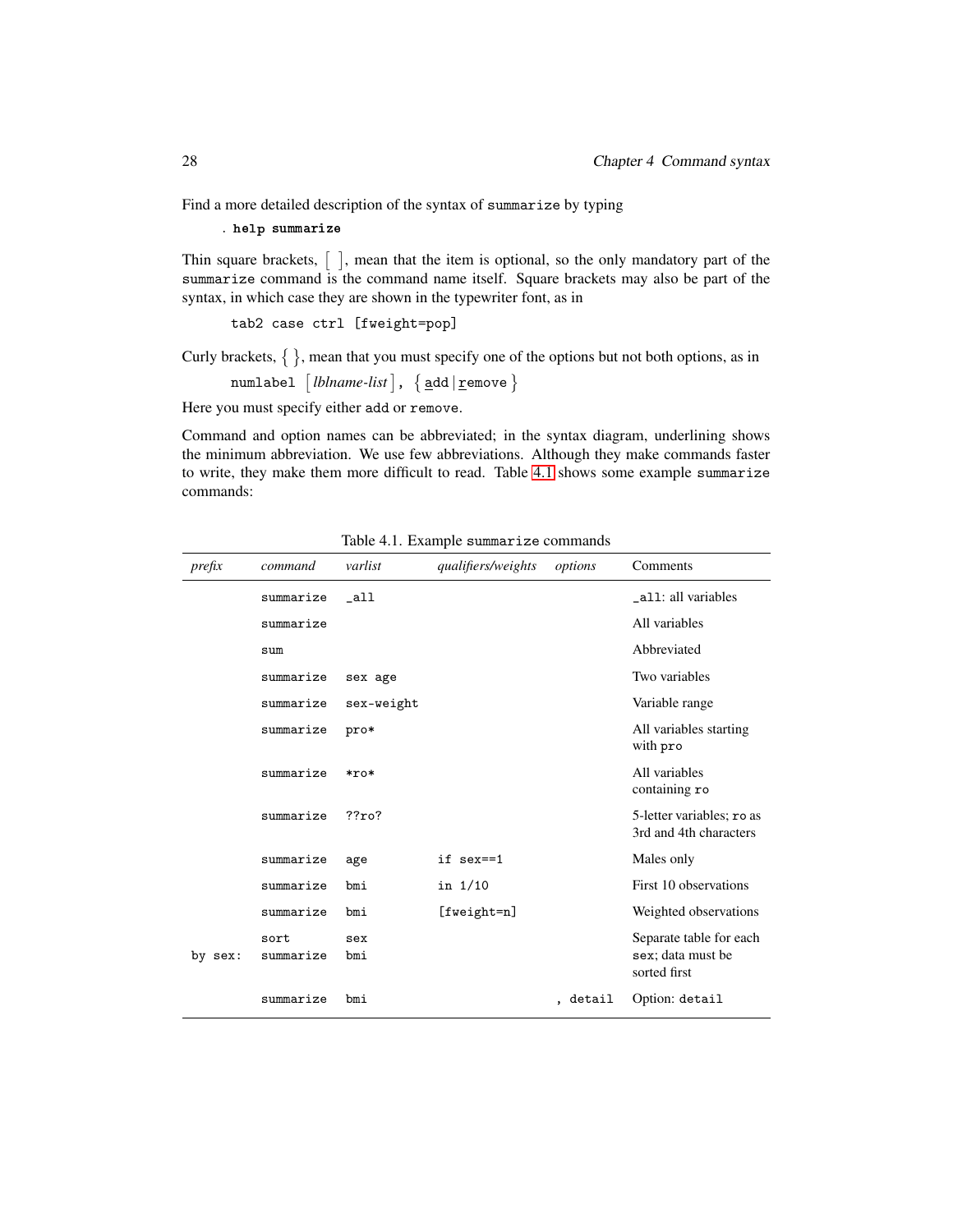Find a more detailed description of the syntax of summarize by typing

```
. help summarize
```

Thin square brackets, [ ], mean that the item is optional, so the only mandatory part of the summarize command is the command name itself. Square brackets may also be part of the syntax, in which case they are shown in the typewriter font, as in

```
tab2 case ctrl [fweight=pop]
```

Curly brackets, { }, mean that you must specify one of the options but not both options, as in

numlabel [*lblname-list*] , { add | remove }

Here you must specify either add or remove.

Command and option names can be abbreviated; in the syntax diagram, underlining shows the minimum abbreviation. We use few abbreviations. Although they make commands faster to write, they make them more difficult to read. Table 4.1 shows some example summarize commands:

Table 4.1. Example summarize commands

| *prefix* | *command* | *varlist* | *qualifiers/weights* | *options* | Comments |
|---|---|---|---|---|---|
| | summarize | _all | | | _all: all variables |
| | summarize | | | | All variables |
| | sum | | | | Abbreviated |
| | summarize | sex age | | | Two variables |
| | summarize | sex-weight | | | Variable range |
| | summarize | pro* | | | All variables starting with pro |
| | summarize | *ro* | | | All variables containing ro |
| | summarize | ??ro? | | | 5-letter variables; ro as 3rd and 4th characters |
| | summarize | age | if sex==1 | | Males only |
| | summarize | bmi | in 1/10 | | First 10 observations |
| | summarize | bmi | [fweight=n] | | Weighted observations |
| | sort | sex | | | Separate table for each sex; data must be sorted first |
| by sex: | summarize | bmi | | | |
| | summarize | bmi | | , detail | Option: detail |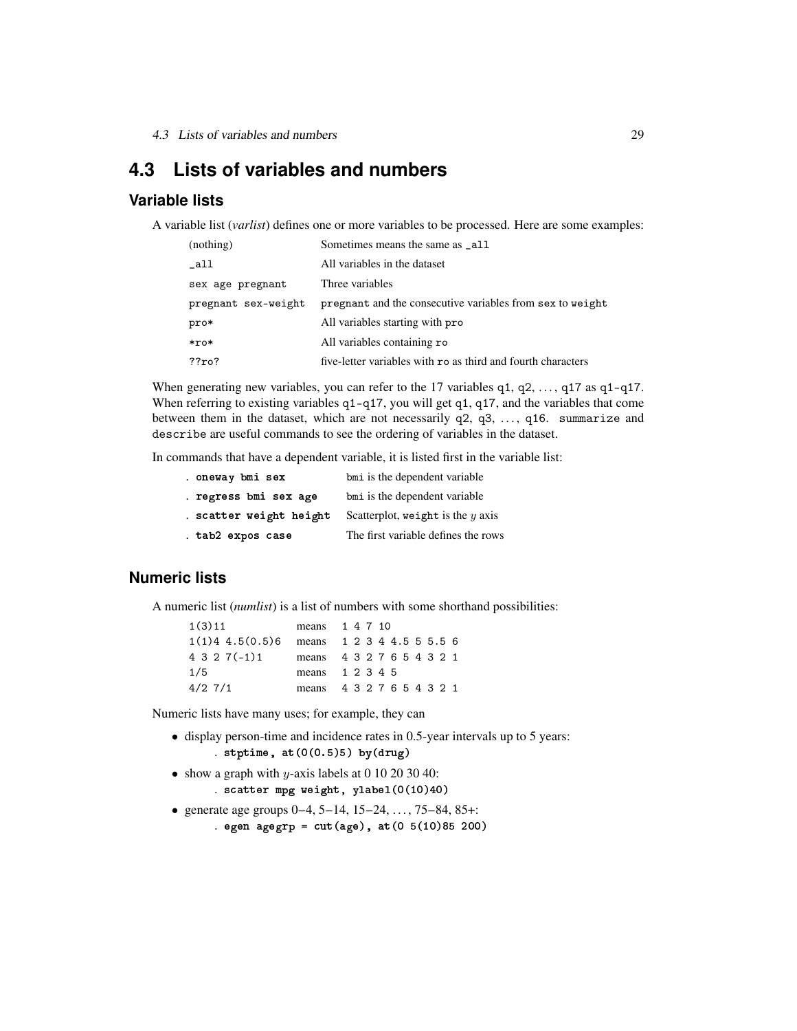## 4.3 Lists of variables and numbers

### Variable lists

A variable list (*varlist*) defines one or more variables to be processed. Here are some examples:

| | |
|---|---|
| (nothing) | Sometimes means the same as `_all` |
| `_all` | All variables in the dataset |
| `sex age pregnant` | Three variables |
| `pregnant sex-weight` | `pregnant` and the consecutive variables from `sex` to `weight` |
| `pro*` | All variables starting with `pro` |
| `*ro*` | All variables containing `ro` |
| `??ro?` | five-letter variables with `ro` as third and fourth characters |

When generating new variables, you can refer to the 17 variables `q1`, `q2`, ..., `q17` as `q1-q17`. When referring to existing variables `q1-q17`, you will get `q1`, `q17`, and the variables that come between them in the dataset, which are not necessarily `q2`, `q3`, ..., `q16`. `summarize` and `describe` are useful commands to see the ordering of variables in the dataset.

In commands that have a dependent variable, it is listed first in the variable list:

| | |
|---|---|
| `. oneway bmi sex` | `bmi` is the dependent variable |
| `. regress bmi sex age` | `bmi` is the dependent variable |
| `. scatter weight height` | Scatterplot, `weight` is the $y$ axis |
| `. tab2 expos case` | The first variable defines the rows |

### Numeric lists

A numeric list (*numlist*) is a list of numbers with some shorthand possibilities:

| | | |
|---|---|---|
| `1(3)11` | means | `1 4 7 10` |
| `1(1)4 4.5(0.5)6` | means | `1 2 3 4 4.5 5 5.5 6` |
| `4 3 2 7(-1)1` | means | `4 3 2 7 6 5 4 3 2 1` |
| `1/5` | means | `1 2 3 4 5` |
| `4/2 7/1` | means | `4 3 2 7 6 5 4 3 2 1` |

Numeric lists have many uses; for example, they can

- display person-time and incidence rates in 0.5-year intervals up to 5 years:
  ```
  . stptime, at(0(0.5)5) by(drug)
  ```
- show a graph with $y$-axis labels at 0 10 20 30 40:
  ```
  . scatter mpg weight, ylabel(0(10)40)
  ```
- generate age groups 0–4, 5–14, 15–24, ..., 75–84, 85+:
  ```
  . egen agegrp = cut(age), at(0 5(10)85 200)
  ```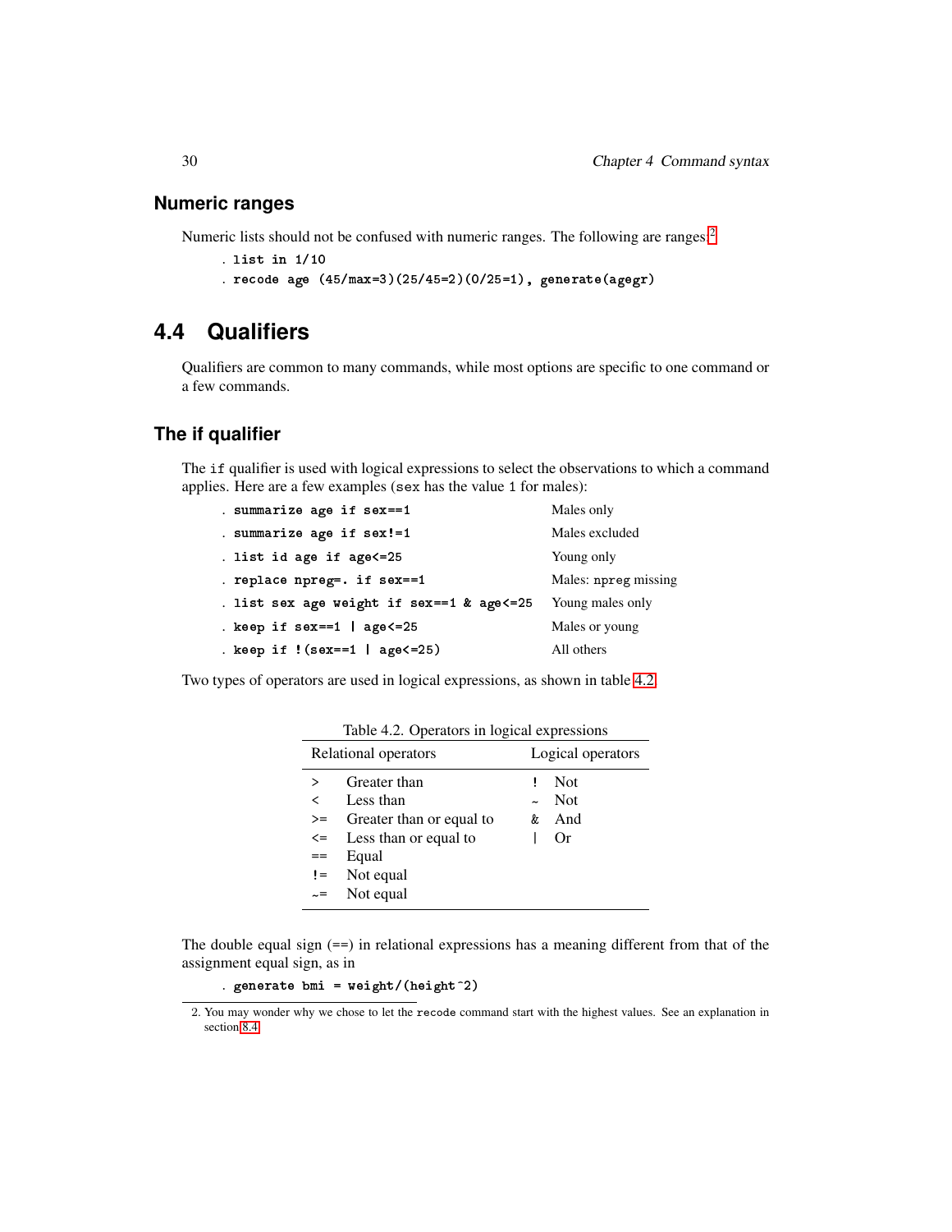### Numeric ranges

Numeric lists should not be confused with numeric ranges. The following are ranges:[2]

```
. list in 1/10
. recode age (45/max=3)(25/45=2)(0/25=1), generate(agegr)
```

## 4.4 Qualifiers

Qualifiers are common to many commands, while most options are specific to one command or a few commands.

### The if qualifier

The `if` qualifier is used with logical expressions to select the observations to which a command applies. Here are a few examples (`sex` has the value `1` for males):

| Command | Meaning |
|---|---|
| `. summarize age if sex==1` | Males only |
| `. summarize age if sex!=1` | Males excluded |
| `. list id age if age<=25` | Young only |
| `. replace npreg=. if sex==1` | Males: `npreg` missing |
| `. list sex age weight if sex==1 & age<=25` | Young males only |
| `. keep if sex==1 \| age<=25` | Males or young |
| `. keep if !(sex==1 \| age<=25)` | All others |

Two types of operators are used in logical expressions, as shown in table 4.2.

Table 4.2. Operators in logical expressions

| Relational operators | | Logical operators | |
|---|---|---|---|
| `>` | Greater than | `!` | Not |
| `<` | Less than | `~` | Not |
| `>=` | Greater than or equal to | `&` | And |
| `<=` | Less than or equal to | `\|` | Or |
| `==` | Equal | | |
| `!=` | Not equal | | |
| `~=` | Not equal | | |

The double equal sign (`==`) in relational expressions has a meaning different from that of the assignment equal sign, as in

```
. generate bmi = weight/(height^2)
```

2. You may wonder why we chose to let the `recode` command start with the highest values. See an explanation in section 8.4.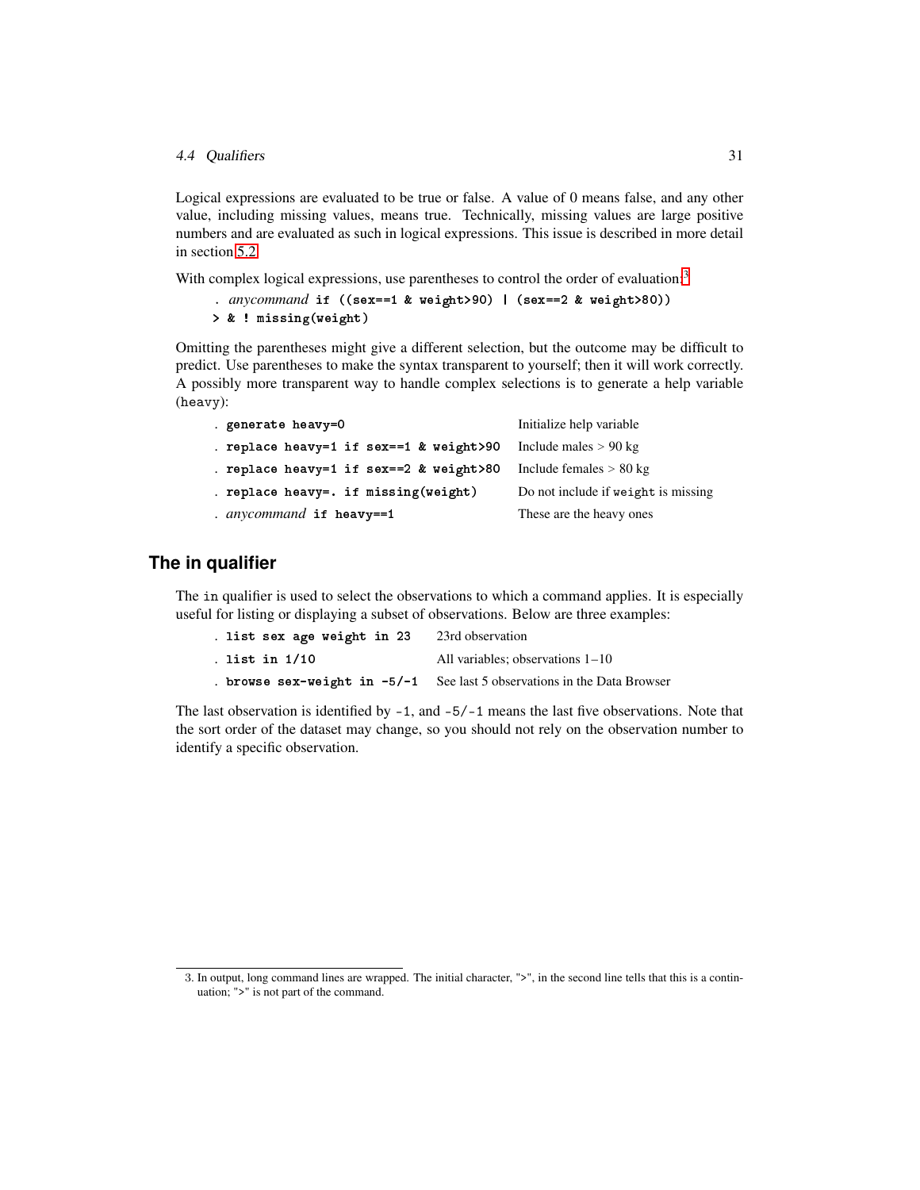Logical expressions are evaluated to be true or false. A value of 0 means false, and any other value, including missing values, means true. Technically, missing values are large positive numbers and are evaluated as such in logical expressions. This issue is described in more detail in section 5.2.

With complex logical expressions, use parentheses to control the order of evaluation:[3]

```
. anycommand if ((sex==1 & weight>90) | (sex==2 & weight>80))
> & ! missing(weight)
```

Omitting the parentheses might give a different selection, but the outcome may be difficult to predict. Use parentheses to make the syntax transparent to yourself; then it will work correctly. A possibly more transparent way to handle complex selections is to generate a help variable (`heavy`):

| | |
|---|---|
| `. generate heavy=0` | Initialize help variable |
| `. replace heavy=1 if sex==1 & weight>90` | Include males > 90 kg |
| `. replace heavy=1 if sex==2 & weight>80` | Include females > 80 kg |
| `. replace heavy=. if missing(weight)` | Do not include if `weight` is missing |
| `. anycommand if heavy==1` | These are the heavy ones |

## The in qualifier

The `in` qualifier is used to select the observations to which a command applies. It is especially useful for listing or displaying a subset of observations. Below are three examples:

| | |
|---|---|
| `. list sex age weight in 23` | 23rd observation |
| `. list in 1/10` | All variables; observations 1–10 |
| `. browse sex-weight in -5/-1` | See last 5 observations in the Data Browser |

The last observation is identified by `-1`, and `-5/-1` means the last five observations. Note that the sort order of the dataset may change, so you should not rely on the observation number to identify a specific observation.

---

3. In output, long command lines are wrapped. The initial character, ">", in the second line tells that this is a continuation; ">" is not part of the command.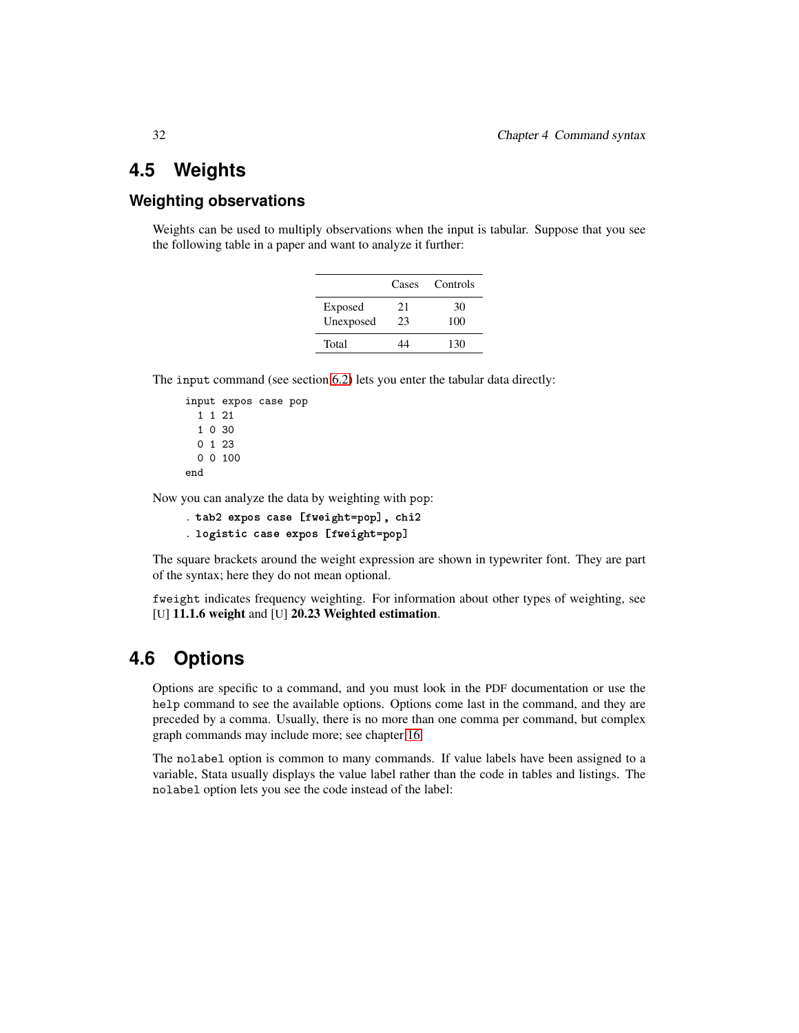## 4.5 Weights

### Weighting observations

Weights can be used to multiply observations when the input is tabular. Suppose that you see the following table in a paper and want to analyze it further:

| | Cases | Controls |
|---|---|---|
| Exposed | 21 | 30 |
| Unexposed | 23 | 100 |
| Total | 44 | 130 |

The `input` command (see section 6.2) lets you enter the tabular data directly:

```
input expos case pop
  1 1 21
  1 0 30
  0 1 23
  0 0 100
end
```

Now you can analyze the data by weighting with `pop`:

```
. tab2 expos case [fweight=pop], chi2
. logistic case expos [fweight=pop]
```

The square brackets around the weight expression are shown in typewriter font. They are part of the syntax; here they do not mean optional.

`fweight` indicates frequency weighting. For information about other types of weighting, see [U] **11.1.6 weight** and [U] **20.23 Weighted estimation**.

## 4.6 Options

Options are specific to a command, and you must look in the PDF documentation or use the `help` command to see the available options. Options come last in the command, and they are preceded by a comma. Usually, there is no more than one comma per command, but complex graph commands may include more; see chapter 16.

The `nolabel` option is common to many commands. If value labels have been assigned to a variable, Stata usually displays the value label rather than the code in tables and listings. The `nolabel` option lets you see the code instead of the label: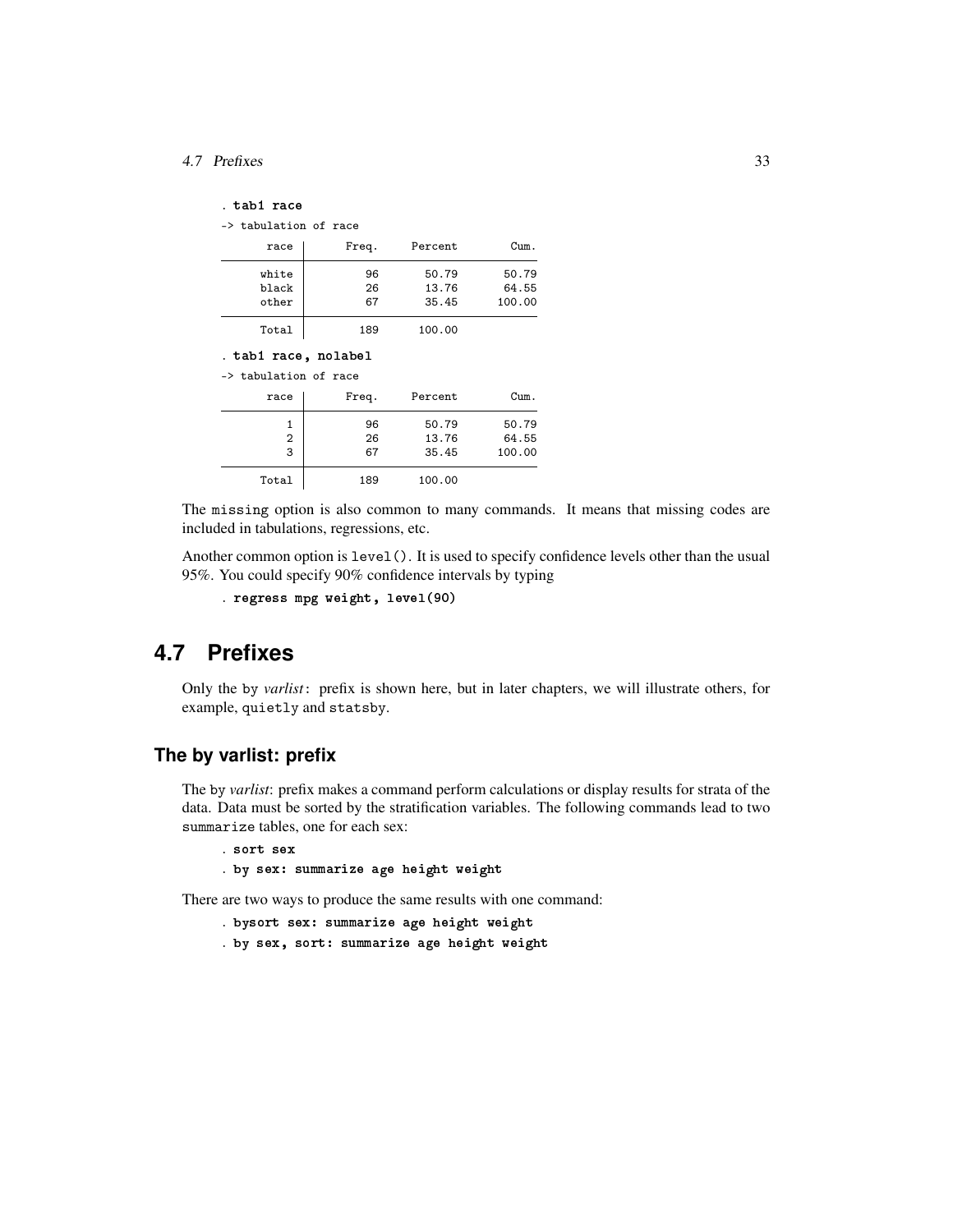```
. tab1 race
-> tabulation of race

       race |      Freq.     Percent        Cum.
------------+-----------------------------------
      white |         96       50.79       50.79
      black |         26       13.76       64.55
      other |         67       35.45      100.00
------------+-----------------------------------
      Total |        189      100.00

. tab1 race, nolabel
-> tabulation of race

       race |      Freq.     Percent        Cum.
------------+-----------------------------------
          1 |         96       50.79       50.79
          2 |         26       13.76       64.55
          3 |         67       35.45      100.00
------------+-----------------------------------
      Total |        189      100.00
```

The `missing` option is also common to many commands. It means that missing codes are included in tabulations, regressions, etc.

Another common option is `level()`. It is used to specify confidence levels other than the usual 95%. You could specify 90% confidence intervals by typing

```
. regress mpg weight, level(90)
```

## 4.7 Prefixes

Only the `by` *varlist*`:` prefix is shown here, but in later chapters, we will illustrate others, for example, `quietly` and `statsby`.

### The by varlist: prefix

The `by` *varlist*: prefix makes a command perform calculations or display results for strata of the data. Data must be sorted by the stratification variables. The following commands lead to two `summarize` tables, one for each sex:

```
. sort sex
. by sex: summarize age height weight
```

There are two ways to produce the same results with one command:

```
. bysort sex: summarize age height weight
. by sex, sort: summarize age height weight
```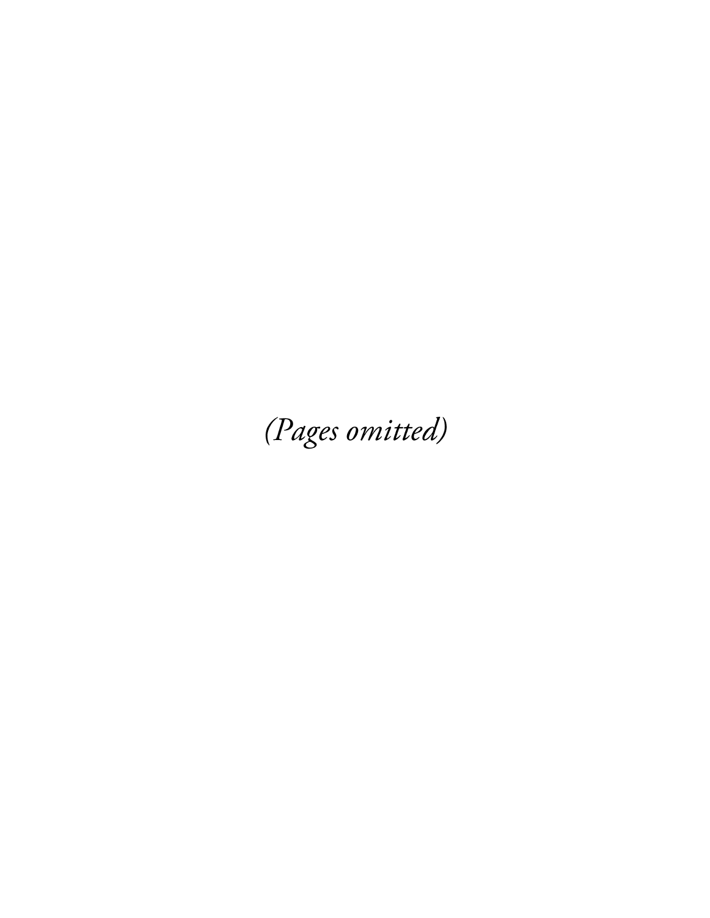*(Pages omitted)*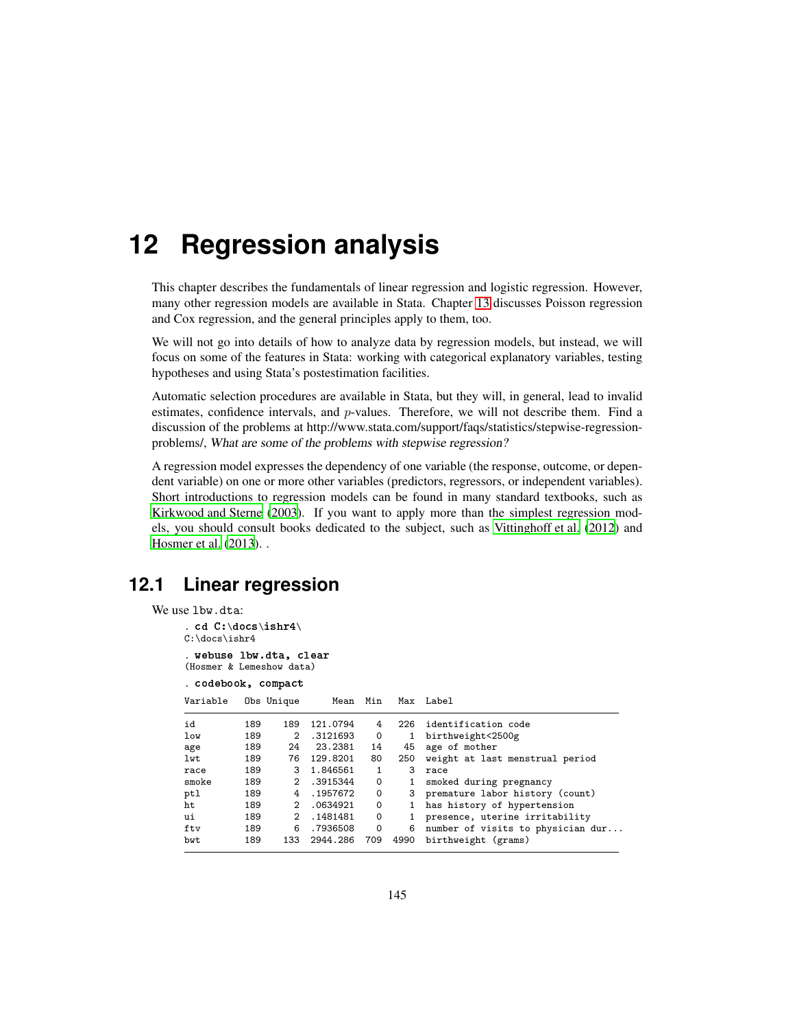// 12 Regression analysis

This chapter describes the fundamentals of linear regression and logistic regression. However, many other regression models are available in Stata. Chapter 13 discusses Poisson regression and Cox regression, and the general principles apply to them, too.

We will not go into details of how to analyze data by regression models, but instead, we will focus on some of the features in Stata: working with categorical explanatory variables, testing hypotheses and using Stata's postestimation facilities.

Automatic selection procedures are available in Stata, but they will, in general, lead to invalid estimates, confidence intervals, and $p$-values. Therefore, we will not describe them. Find a discussion of the problems at http://www.stata.com/support/faqs/statistics/stepwise-regression-problems/, *What are some of the problems with stepwise regression?*

A regression model expresses the dependency of one variable (the response, outcome, or dependent variable) on one or more other variables (predictors, regressors, or independent variables). Short introductions to regression models can be found in many standard textbooks, such as Kirkwood and Sterne (2003). If you want to apply more than the simplest regression models, you should consult books dedicated to the subject, such as Vittinghoff et al. (2012) and Hosmer et al. (2013). .

## 12.1 Linear regression

We use `lbw.dta`:

```
. cd C:\docs\ishr4\
C:\docs\ishr4

. webuse lbw.dta, clear
(Hosmer & Lemeshow data)

. codebook, compact

Variable   Obs Unique      Mean  Min   Max  Label
-------------------------------------------------------------------------
id         189    189  121.0794    4   226  identification code
low        189      2  .3121693    0     1  birthweight<2500g
age        189     24   23.2381   14    45  age of mother
lwt        189     76  129.8201   80   250  weight at last menstrual period
race       189      3  1.846561    1     3  race
smoke      189      2  .3915344    0     1  smoked during pregnancy
ptl        189      4  .1957672    0     3  premature labor history (count)
ht         189      2  .0634921    0     1  has history of hypertension
ui         189      2  .1481481    0     1  presence, uterine irritability
ftv        189      6  .7936508    0     6  number of visits to physician dur...
bwt        189    133  2944.286  709  4990  birthweight (grams)
-------------------------------------------------------------------------
```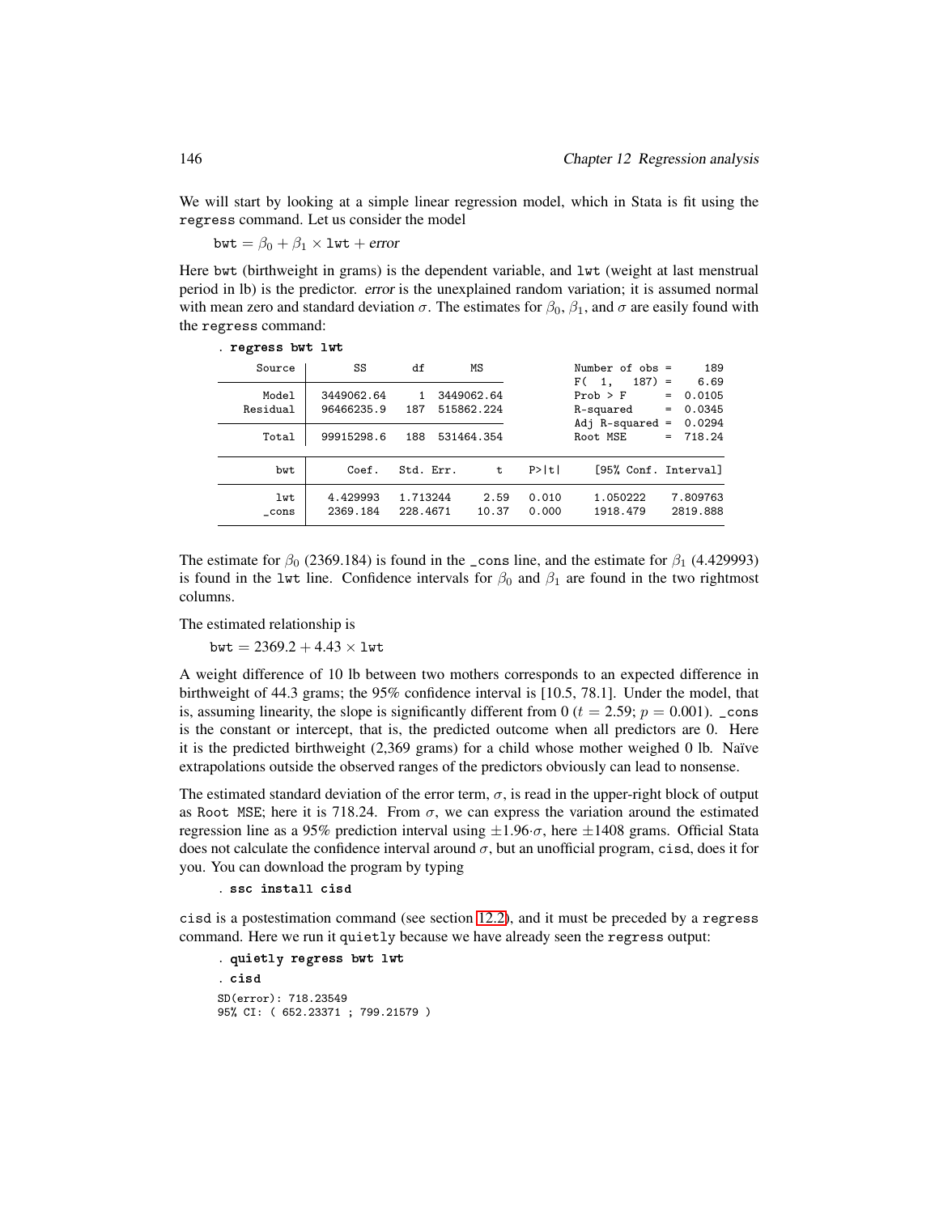We will start by looking at a simple linear regression model, which in Stata is fit using the `regress` command. Let us consider the model

$$\texttt{bwt} = \beta_0 + \beta_1 \times \texttt{lwt} + \textit{error}$$

Here `bwt` (birthweight in grams) is the dependent variable, and `lwt` (weight at last menstrual period in lb) is the predictor. *error* is the unexplained random variation; it is assumed normal with mean zero and standard deviation $\sigma$. The estimates for $\beta_0$, $\beta_1$, and $\sigma$ are easily found with the `regress` command:

```
. regress bwt lwt

      Source |       SS       df       MS              Number of obs =     189
-------------+------------------------------           F(  1,   187) =    6.69
       Model |  3449062.64     1  3449062.64           Prob > F      =  0.0105
    Residual |  96466235.9   187  515862.224           R-squared     =  0.0345
-------------+------------------------------           Adj R-squared =  0.0294
       Total |  99915298.6   188  531464.354           Root MSE      =  718.24

------------------------------------------------------------------------------
         bwt |      Coef.   Std. Err.      t    P>|t|     [95% Conf. Interval]
-------------+----------------------------------------------------------------
         lwt |   4.429993   1.713244     2.59   0.010     1.050222    7.809763
       _cons |   2369.184   228.4671    10.37   0.000     1918.479    2819.888
------------------------------------------------------------------------------
```

The estimate for $\beta_0$ (2369.184) is found in the `_cons` line, and the estimate for $\beta_1$ (4.429993) is found in the `lwt` line. Confidence intervals for $\beta_0$ and $\beta_1$ are found in the two rightmost columns.

The estimated relationship is

$$\texttt{bwt} = 2369.2 + 4.43 \times \texttt{lwt}$$

A weight difference of 10 lb between two mothers corresponds to an expected difference in birthweight of 44.3 grams; the 95% confidence interval is [10.5, 78.1]. Under the model, that is, assuming linearity, the slope is significantly different from 0 ($t = 2.59$; $p = 0.001$). `_cons` is the constant or intercept, that is, the predicted outcome when all predictors are 0. Here it is the predicted birthweight (2,369 grams) for a child whose mother weighed 0 lb. Naïve extrapolations outside the observed ranges of the predictors obviously can lead to nonsense.

The estimated standard deviation of the error term, $\sigma$, is read in the upper-right block of output as `Root MSE`; here it is 718.24. From $\sigma$, we can express the variation around the estimated regression line as a 95% prediction interval using $\pm 1.96 \cdot \sigma$, here $\pm 1408$ grams. Official Stata does not calculate the confidence interval around $\sigma$, but an unofficial program, `cisd`, does it for you. You can download the program by typing

```
. ssc install cisd
```

`cisd` is a postestimation command (see section 12.2), and it must be preceded by a `regress` command. Here we run it `quietly` because we have already seen the `regress` output:

```
. quietly regress bwt lwt
. cisd
SD(error): 718.23549
95% CI: ( 652.23371 ; 799.21579 )
```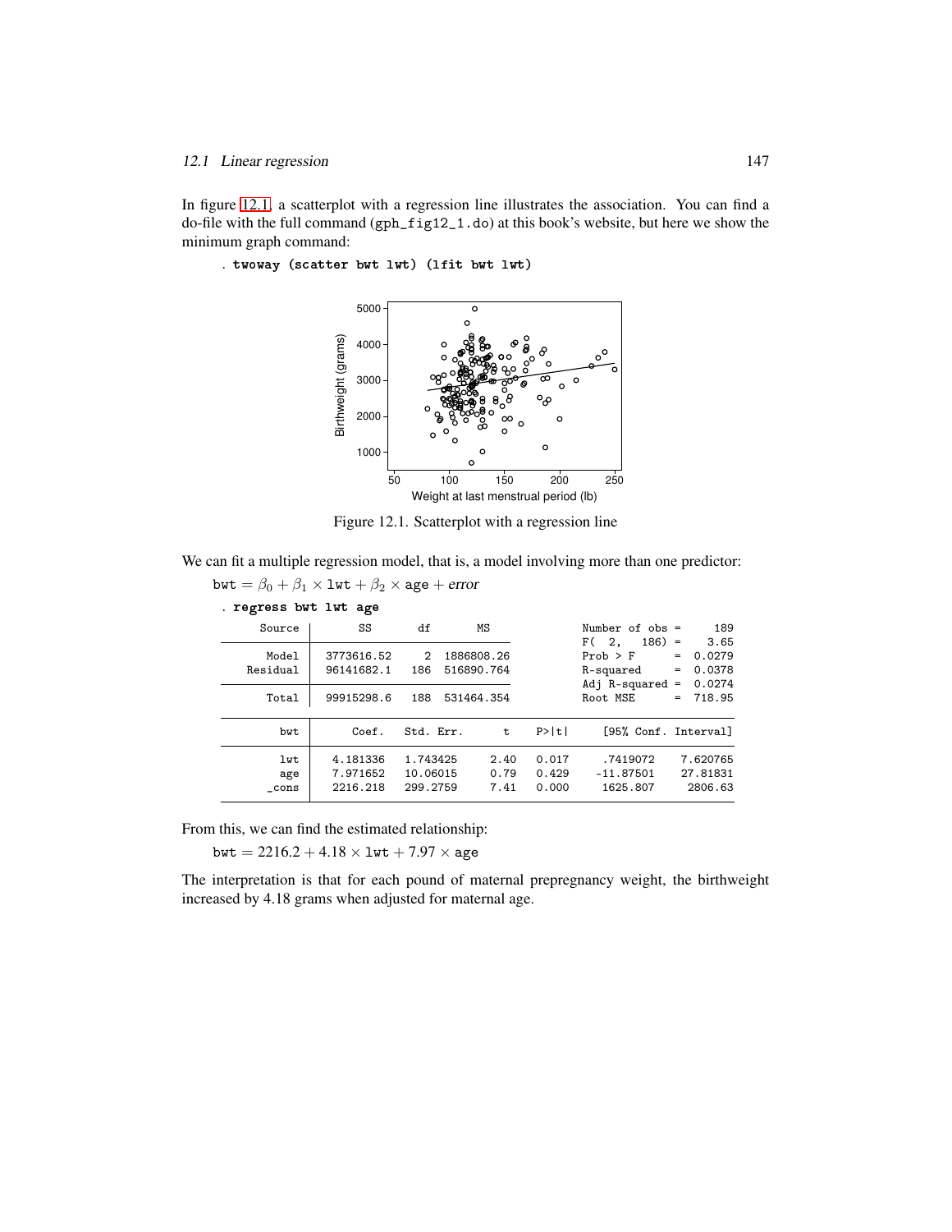In figure 12.1, a scatterplot with a regression line illustrates the association. You can find a do-file with the full command (gph_fig12_1.do) at this book's website, but here we show the minimum graph command:

```
. twoway (scatter bwt lwt) (lfit bwt lwt)
```

Figure 12.1. Scatterplot with a regression line

We can fit a multiple regression model, that is, a model involving more than one predictor:

$\texttt{bwt} = \beta_0 + \beta_1 \times \texttt{lwt} + \beta_2 \times \texttt{age} + \textit{error}$

```
. regress bwt lwt age

      Source |       SS       df       MS              Number of obs =     189
-------------+------------------------------           F(  2,   186) =    3.65
       Model |  3773616.52     2  1886808.26           Prob > F      =  0.0279
    Residual |  96141682.1   186  516890.764           R-squared     =  0.0378
-------------+------------------------------           Adj R-squared =  0.0274
       Total |  99915298.6   188  531464.354           Root MSE      =  718.95

------------------------------------------------------------------------------
         bwt |      Coef.   Std. Err.      t    P>|t|     [95% Conf. Interval]
-------------+----------------------------------------------------------------
         lwt |   4.181336   1.743425     2.40   0.017     .7419072    7.620765
         age |   7.971652   10.06015     0.79   0.429    -11.87501    27.81831
       _cons |   2216.218   299.2759     7.41   0.000     1625.807     2806.63
------------------------------------------------------------------------------
```

From this, we can find the estimated relationship:

$\texttt{bwt} = 2216.2 + 4.18 \times \texttt{lwt} + 7.97 \times \texttt{age}$

The interpretation is that for each pound of maternal prepregnancy weight, the birthweight increased by 4.18 grams when adjusted for maternal age.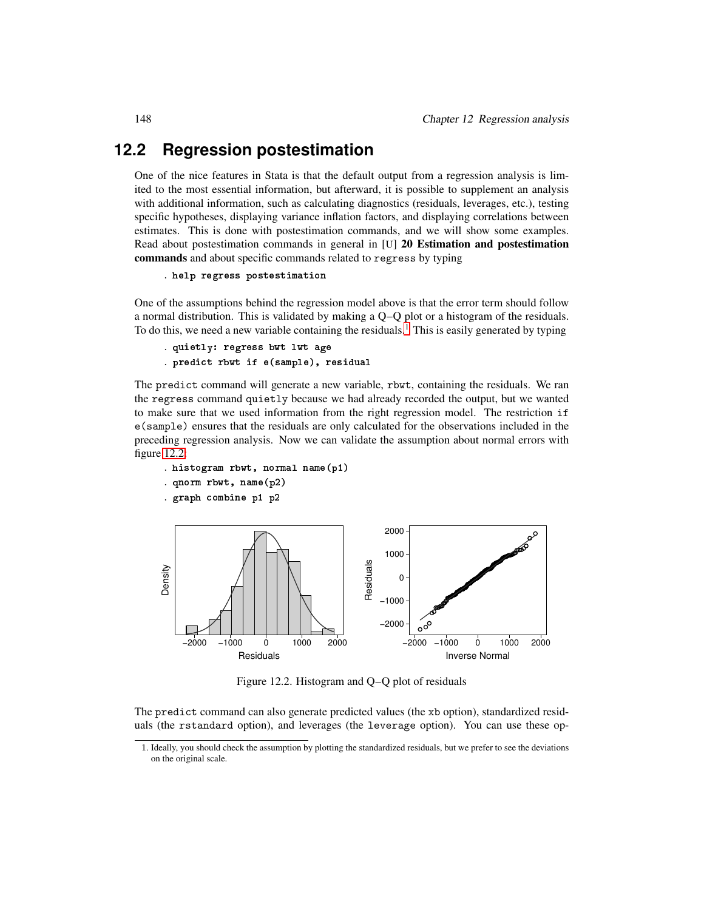## 12.2 Regression postestimation

One of the nice features in Stata is that the default output from a regression analysis is limited to the most essential information, but afterward, it is possible to supplement an analysis with additional information, such as calculating diagnostics (residuals, leverages, etc.), testing specific hypotheses, displaying variance inflation factors, and displaying correlations between estimates. This is done with postestimation commands, and we will show some examples. Read about postestimation commands in general in [U] **20 Estimation and postestimation commands** and about specific commands related to `regress` by typing

```
. help regress postestimation
```

One of the assumptions behind the regression model above is that the error term should follow a normal distribution. This is validated by making a Q–Q plot or a histogram of the residuals. To do this, we need a new variable containing the residuals.[1] This is easily generated by typing

```
. quietly: regress bwt lwt age
. predict rbwt if e(sample), residual
```

The `predict` command will generate a new variable, `rbwt`, containing the residuals. We ran the `regress` command `quietly` because we had already recorded the output, but we wanted to make sure that we used information from the right regression model. The restriction `if e(sample)` ensures that the residuals are only calculated for the observations included in the preceding regression analysis. Now we can validate the assumption about normal errors with figure 12.2:

```
. histogram rbwt, normal name(p1)
. qnorm rbwt, name(p2)
. graph combine p1 p2
```

Figure 12.2. Histogram and Q–Q plot of residuals

The `predict` command can also generate predicted values (the `xb` option), standardized residuals (the `rstandard` option), and leverages (the `leverage` option). You can use these op-

1. Ideally, you should check the assumption by plotting the standardized residuals, but we prefer to see the deviations on the original scale.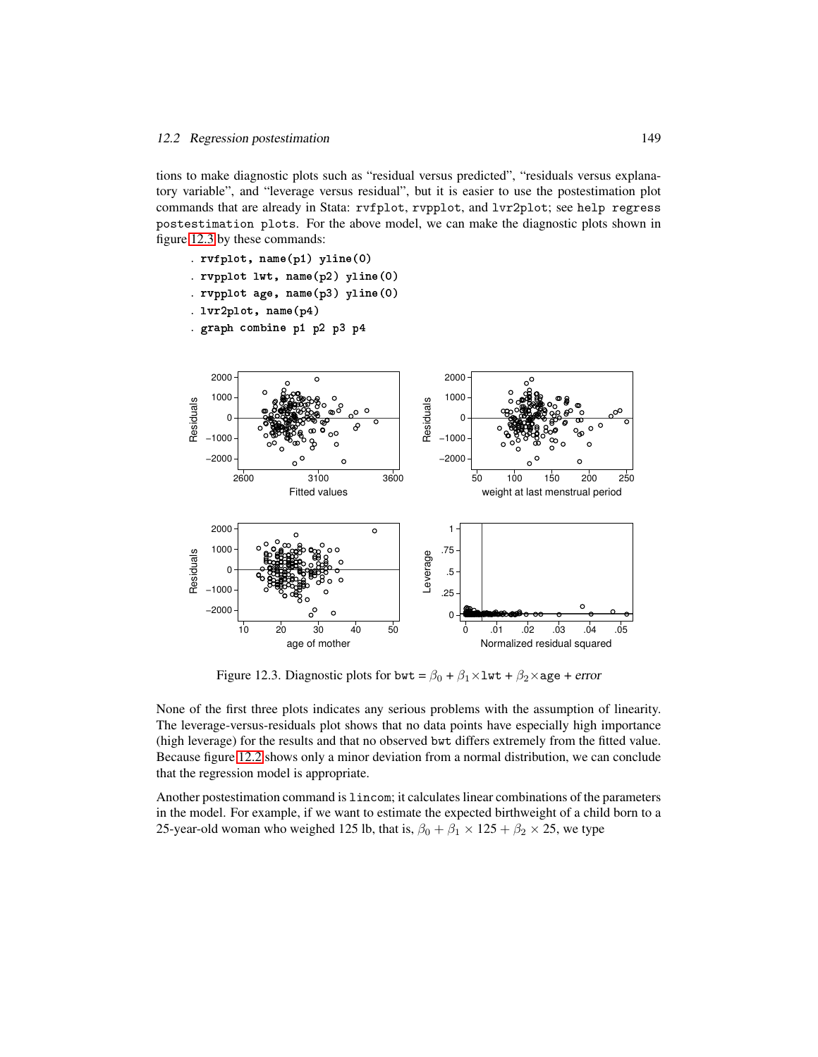tions to make diagnostic plots such as "residual versus predicted", "residuals versus explanatory variable", and "leverage versus residual", but it is easier to use the postestimation plot commands that are already in Stata: `rvfplot`, `rvpplot`, and `lvr2plot`; see `help regress postestimation plots`. For the above model, we can make the diagnostic plots shown in figure 12.3 by these commands:

```
. rvfplot, name(p1) yline(0)
. rvpplot lwt, name(p2) yline(0)
. rvpplot age, name(p3) yline(0)
. lvr2plot, name(p4)
. graph combine p1 p2 p3 p4
```

Figure 12.3. Diagnostic plots for `bwt` = $\beta_0$ + $\beta_1$×`lwt` + $\beta_2$×`age` + *error*

None of the first three plots indicates any serious problems with the assumption of linearity. The leverage-versus-residuals plot shows that no data points have especially high importance (high leverage) for the results and that no observed `bwt` differs extremely from the fitted value. Because figure 12.2 shows only a minor deviation from a normal distribution, we can conclude that the regression model is appropriate.

Another postestimation command is `lincom`; it calculates linear combinations of the parameters in the model. For example, if we want to estimate the expected birthweight of a child born to a 25-year-old woman who weighed 125 lb, that is, $\beta_0 + \beta_1 \times 125 + \beta_2 \times 25$, we type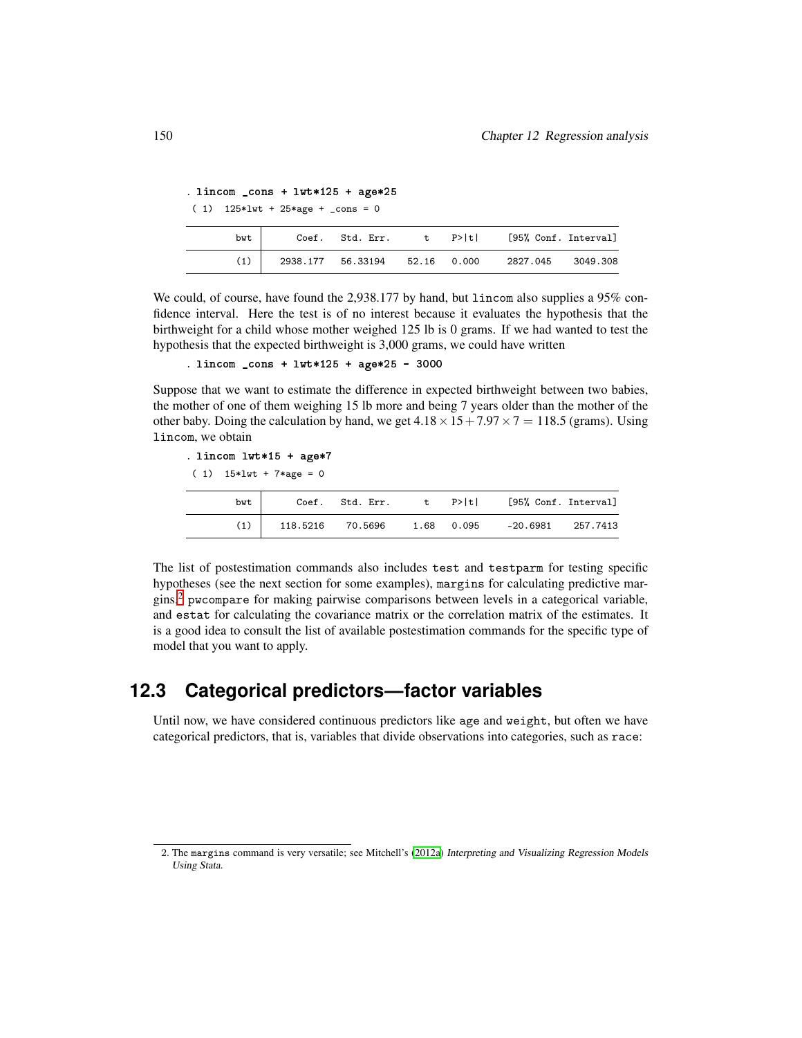```
. lincom _cons + lwt*125 + age*25
 ( 1)  125*lwt + 25*age + _cons = 0
```

| bwt | Coef. | Std. Err. | t | P>\|t\| | [95% Conf. | Interval] |
|---|---|---|---|---|---|---|
| (1) | 2938.177 | 56.33194 | 52.16 | 0.000 | 2827.045 | 3049.308 |

We could, of course, have found the 2,938.177 by hand, but `lincom` also supplies a 95% confidence interval. Here the test is of no interest because it evaluates the hypothesis that the birthweight for a child whose mother weighed 125 lb is 0 grams. If we had wanted to test the hypothesis that the expected birthweight is 3,000 grams, we could have written

```
. lincom _cons + lwt*125 + age*25 - 3000
```

Suppose that we want to estimate the difference in expected birthweight between two babies, the mother of one of them weighing 15 lb more and being 7 years older than the mother of the other baby. Doing the calculation by hand, we get $4.18 \times 15 + 7.97 \times 7 = 118.5$ (grams). Using `lincom`, we obtain

```
. lincom lwt*15 + age*7
 ( 1)  15*lwt + 7*age = 0
```

| bwt | Coef. | Std. Err. | t | P>\|t\| | [95% Conf. | Interval] |
|---|---|---|---|---|---|---|
| (1) | 118.5216 | 70.5696 | 1.68 | 0.095 | -20.6981 | 257.7413 |

The list of postestimation commands also includes `test` and `testparm` for testing specific hypotheses (see the next section for some examples), `margins` for calculating predictive margins,[2] `pwcompare` for making pairwise comparisons between levels in a categorical variable, and `estat` for calculating the covariance matrix or the correlation matrix of the estimates. It is a good idea to consult the list of available postestimation commands for the specific type of model that you want to apply.

## 12.3 Categorical predictors—factor variables

Until now, we have considered continuous predictors like `age` and `weight`, but often we have categorical predictors, that is, variables that divide observations into categories, such as `race`:

2. The `margins` command is very versatile; see Mitchell's (2012a) *Interpreting and Visualizing Regression Models Using Stata*.